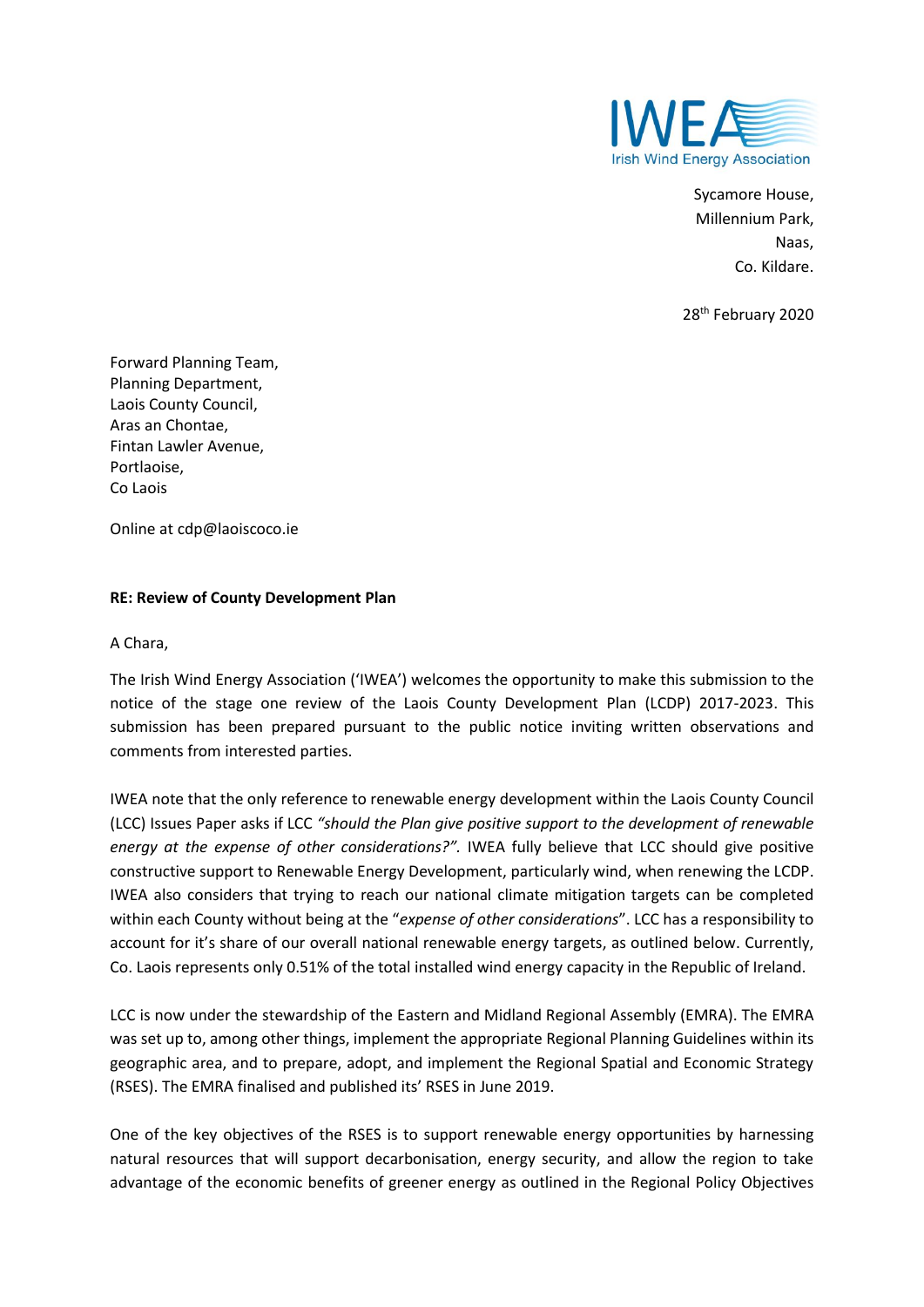IWEA
Irish Wind Energy Association

Sycamore House,
Millennium Park,
Naas,
Co. Kildare.

28th February 2020

Forward Planning Team,
Planning Department,
Laois County Council,
Aras an Chontae,
Fintan Lawler Avenue,
Portlaoise,
Co Laois

Online at cdp@laoiscoco.ie

**RE: Review of County Development Plan**

A Chara,

The Irish Wind Energy Association ('IWEA') welcomes the opportunity to make this submission to the notice of the stage one review of the Laois County Development Plan (LCDP) 2017-2023. This submission has been prepared pursuant to the public notice inviting written observations and comments from interested parties.

IWEA note that the only reference to renewable energy development within the Laois County Council (LCC) Issues Paper asks if LCC *"should the Plan give positive support to the development of renewable energy at the expense of other considerations?"*. IWEA fully believe that LCC should give positive constructive support to Renewable Energy Development, particularly wind, when renewing the LCDP. IWEA also considers that trying to reach our national climate mitigation targets can be completed within each County without being at the "*expense of other considerations*". LCC has a responsibility to account for it's share of our overall national renewable energy targets, as outlined below. Currently, Co. Laois represents only 0.51% of the total installed wind energy capacity in the Republic of Ireland.

LCC is now under the stewardship of the Eastern and Midland Regional Assembly (EMRA). The EMRA was set up to, among other things, implement the appropriate Regional Planning Guidelines within its geographic area, and to prepare, adopt, and implement the Regional Spatial and Economic Strategy (RSES). The EMRA finalised and published its' RSES in June 2019.

One of the key objectives of the RSES is to support renewable energy opportunities by harnessing natural resources that will support decarbonisation, energy security, and allow the region to take advantage of the economic benefits of greener energy as outlined in the Regional Policy Objectives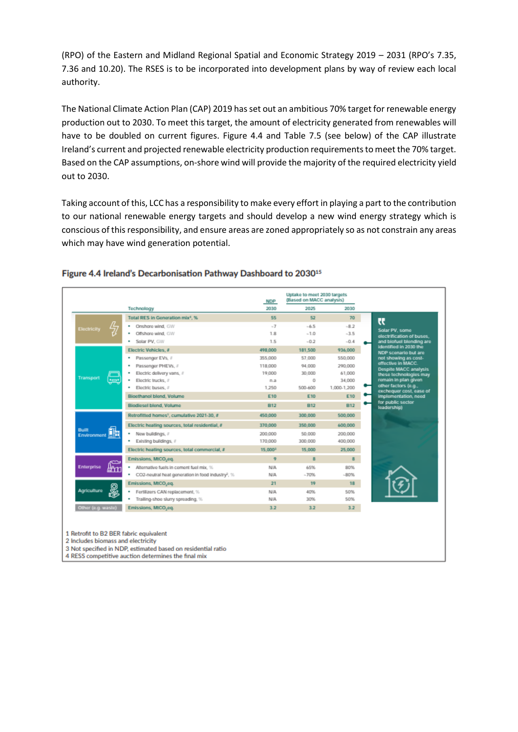(RPO) of the Eastern and Midland Regional Spatial and Economic Strategy 2019 – 2031 (RPO's 7.35, 7.36 and 10.20). The RSES is to be incorporated into development plans by way of review each local authority.

The National Climate Action Plan (CAP) 2019 has set out an ambitious 70% target for renewable energy production out to 2030. To meet this target, the amount of electricity generated from renewables will have to be doubled on current figures. Figure 4.4 and Table 7.5 (see below) of the CAP illustrate Ireland's current and projected renewable electricity production requirements to meet the 70% target. Based on the CAP assumptions, on-shore wind will provide the majority of the required electricity yield out to 2030.

Taking account of this, LCC has a responsibility to make every effort in playing a part to the contribution to our national renewable energy targets and should develop a new wind energy strategy which is conscious of this responsibility, and ensure areas are zoned appropriately so as not constrain any areas which may have wind generation potential.

**Figure 4.4 Ireland's Decarbonisation Pathway Dashboard to 2030**[15]

| Sector | Technology | NDP 2030 | Uptake to meet 2030 targets (Based on MACC analysis) 2025 | 2030 |
|---|---|---|---|---|
| Electricity | Total RES in Generation mix[4], % | 55 | 52 | 70 |
| | • Onshore wind, GW | ~7 | ~6.5 | ~8.2 |
| | • Offshore wind, GW | 1.8 | ~1.0 | ~3.5 |
| | • Solar PV, GW | 1.5 | ~0.2 | ~0.4 |
| Transport | Electric Vehicles, # | 498,000 | 181,500 | 936,000 |
| | • Passenger EVs, # | 355,000 | 57,000 | 550,000 |
| | • Passenger PHEVs, # | 118,000 | 94,000 | 290,000 |
| | • Electric delivery vans, # | 19,000 | 30,000 | 61,000 |
| | • Electric trucks, # | n.a | 0 | 34,000 |
| | • Electric buses, # | 1,250 | 500-600 | 1,000-1,200 |
| | Bioethanol blend, Volume | E10 | E10 | E10 |
| | Biodiesel blend, Volume | B12 | B12 | B12 |
| Built Environment | Retrofitted homes[1], cumulative 2021-30, # | 450,000 | 300,000 | 500,000 |
| | Electric heating sources, total residential, # | 370,000 | 350,000 | 600,000 |
| | • New buildings, # | 200,000 | 50,000 | 200,000 |
| | • Existing buildings, # | 170,000 | 300,000 | 400,000 |
| | Electric heating sources, total commercial, # | 15,000[3] | 15,000 | 25,000 |
| Enterprise | Emissions, $MtCO_2eq$ | 9 | 8 | 8 |
| | • Alternative fuels in cement fuel mix, % | N/A | 65% | 80% |
| | • $CO_2$-neutral heat generation in food industry[2], % | N/A | ~70% | ~80% |
| Agriculture | Emissions, $MtCO_2eq$ | 21 | 19 | 18 |
| | • Fertilizers CAN replacement, % | N/A | 40% | 50% |
| | • Trailing-shoe slurry spreading, % | N/A | 30% | 50% |
| Other (e.g. waste) | Emissions, $MtCO_2eq$ | 3.2 | 3.2 | 3.2 |

Solar PV, some electrification of buses, and biofuel blending are identified in 2030 the NDP scenario but are not showing as cost-effective in MACC. Despite MACC analysis these technologies may remain in plan given other factors (e.g., exchequer cost, ease of implementation, need for public sector leadership)

1 Retrofit to B2 BER fabric equivalent
2 Includes biomass and electricity
3 Not specified in NDP, estimated based on residential ratio
4 RESS competitive auction determines the final mix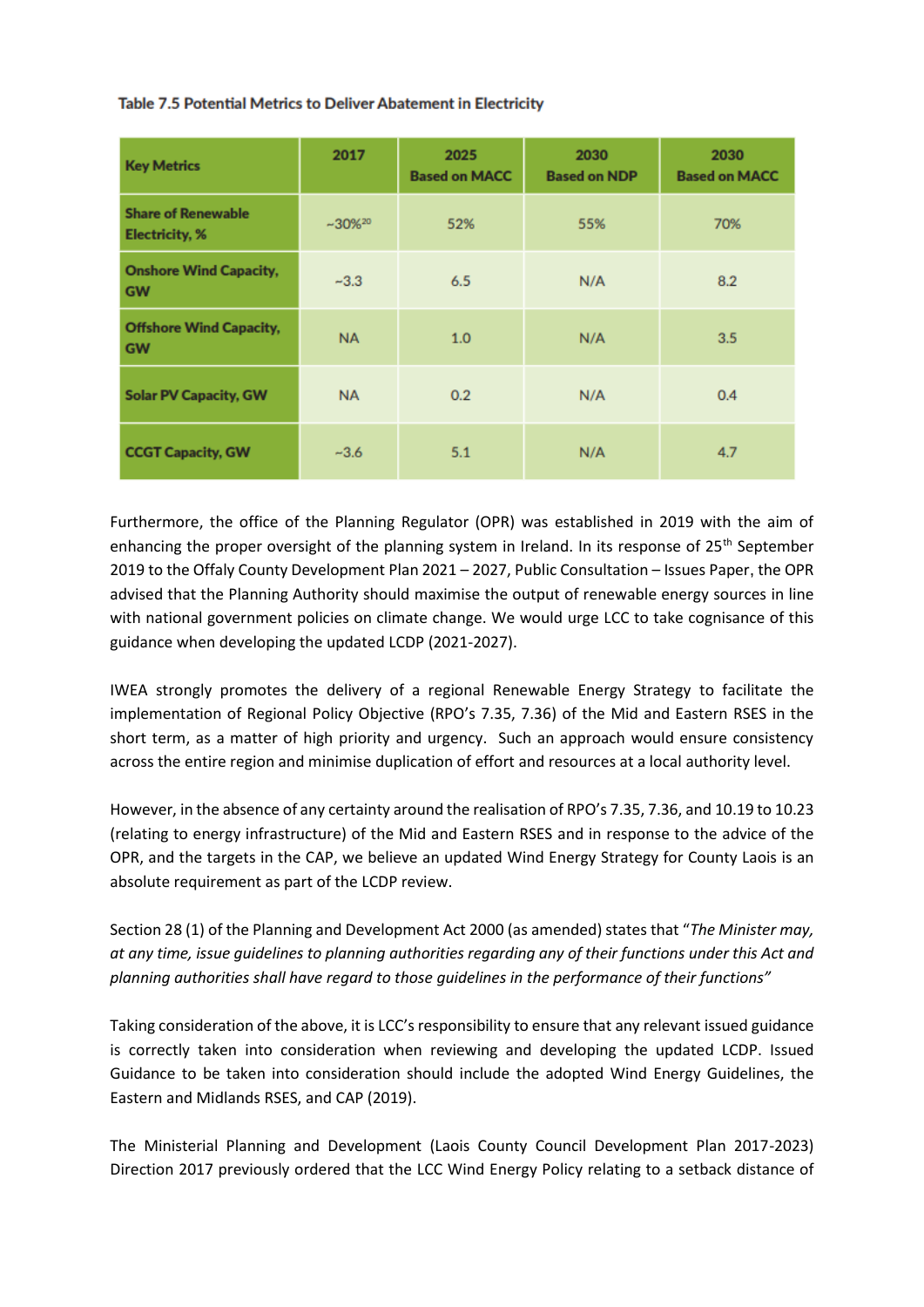**Table 7.5 Potential Metrics to Deliver Abatement in Electricity**

| Key Metrics | 2017 | 2025 Based on MACC | 2030 Based on NDP | 2030 Based on MACC |
|---|---|---|---|---|
| Share of Renewable Electricity, % | ~30%[20] | 52% | 55% | 70% |
| Onshore Wind Capacity, GW | ~3.3 | 6.5 | N/A | 8.2 |
| Offshore Wind Capacity, GW | NA | 1.0 | N/A | 3.5 |
| Solar PV Capacity, GW | NA | 0.2 | N/A | 0.4 |
| CCGT Capacity, GW | ~3.6 | 5.1 | N/A | 4.7 |

Furthermore, the office of the Planning Regulator (OPR) was established in 2019 with the aim of enhancing the proper oversight of the planning system in Ireland. In its response of 25th September 2019 to the Offaly County Development Plan 2021 – 2027, Public Consultation – Issues Paper, the OPR advised that the Planning Authority should maximise the output of renewable energy sources in line with national government policies on climate change. We would urge LCC to take cognisance of this guidance when developing the updated LCDP (2021-2027).

IWEA strongly promotes the delivery of a regional Renewable Energy Strategy to facilitate the implementation of Regional Policy Objective (RPO's 7.35, 7.36) of the Mid and Eastern RSES in the short term, as a matter of high priority and urgency. Such an approach would ensure consistency across the entire region and minimise duplication of effort and resources at a local authority level.

However, in the absence of any certainty around the realisation of RPO's 7.35, 7.36, and 10.19 to 10.23 (relating to energy infrastructure) of the Mid and Eastern RSES and in response to the advice of the OPR, and the targets in the CAP, we believe an updated Wind Energy Strategy for County Laois is an absolute requirement as part of the LCDP review.

Section 28 (1) of the Planning and Development Act 2000 (as amended) states that "*The Minister may, at any time, issue guidelines to planning authorities regarding any of their functions under this Act and planning authorities shall have regard to those guidelines in the performance of their functions*"

Taking consideration of the above, it is LCC's responsibility to ensure that any relevant issued guidance is correctly taken into consideration when reviewing and developing the updated LCDP. Issued Guidance to be taken into consideration should include the adopted Wind Energy Guidelines, the Eastern and Midlands RSES, and CAP (2019).

The Ministerial Planning and Development (Laois County Council Development Plan 2017-2023) Direction 2017 previously ordered that the LCC Wind Energy Policy relating to a setback distance of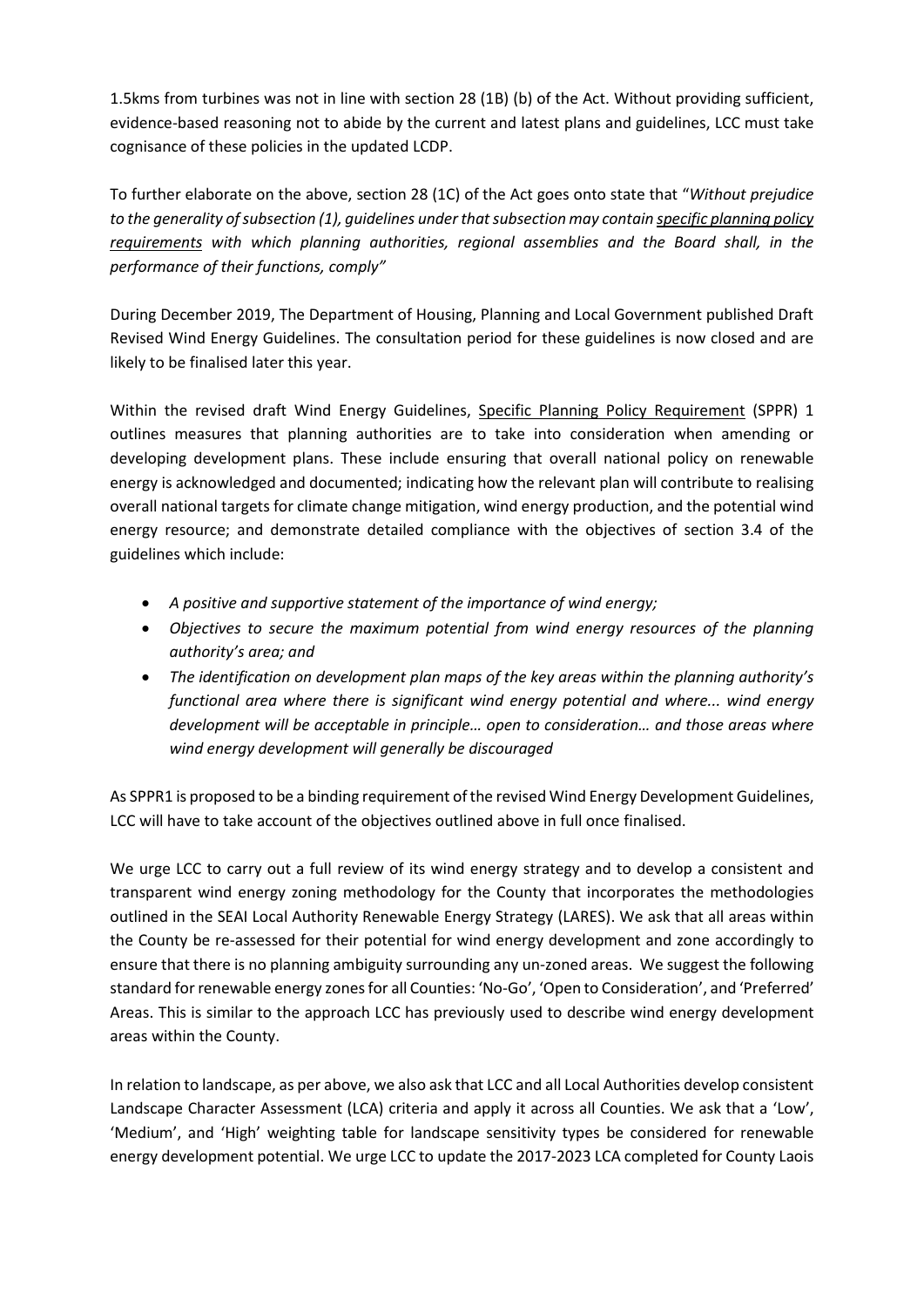1.5kms from turbines was not in line with section 28 (1B) (b) of the Act. Without providing sufficient, evidence-based reasoning not to abide by the current and latest plans and guidelines, LCC must take cognisance of these policies in the updated LCDP.

To further elaborate on the above, section 28 (1C) of the Act goes onto state that "*Without prejudice to the generality of subsection (1), guidelines under that subsection may contain* *__specific planning policy requirements__* *with which planning authorities, regional assemblies and the Board shall, in the performance of their functions, comply"*

During December 2019, The Department of Housing, Planning and Local Government published Draft Revised Wind Energy Guidelines. The consultation period for these guidelines is now closed and are likely to be finalised later this year.

Within the revised draft Wind Energy Guidelines, __Specific Planning Policy Requirement__ (SPPR) 1 outlines measures that planning authorities are to take into consideration when amending or developing development plans. These include ensuring that overall national policy on renewable energy is acknowledged and documented; indicating how the relevant plan will contribute to realising overall national targets for climate change mitigation, wind energy production, and the potential wind energy resource; and demonstrate detailed compliance with the objectives of section 3.4 of the guidelines which include:

- *A positive and supportive statement of the importance of wind energy;*
- *Objectives to secure the maximum potential from wind energy resources of the planning authority's area; and*
- *The identification on development plan maps of the key areas within the planning authority's functional area where there is significant wind energy potential and where... wind energy development will be acceptable in principle… open to consideration… and those areas where wind energy development will generally be discouraged*

As SPPR1 is proposed to be a binding requirement of the revised Wind Energy Development Guidelines, LCC will have to take account of the objectives outlined above in full once finalised.

We urge LCC to carry out a full review of its wind energy strategy and to develop a consistent and transparent wind energy zoning methodology for the County that incorporates the methodologies outlined in the SEAI Local Authority Renewable Energy Strategy (LARES). We ask that all areas within the County be re-assessed for their potential for wind energy development and zone accordingly to ensure that there is no planning ambiguity surrounding any un-zoned areas. We suggest the following standard for renewable energy zones for all Counties: 'No-Go', 'Open to Consideration', and 'Preferred' Areas. This is similar to the approach LCC has previously used to describe wind energy development areas within the County.

In relation to landscape, as per above, we also ask that LCC and all Local Authorities develop consistent Landscape Character Assessment (LCA) criteria and apply it across all Counties. We ask that a 'Low', 'Medium', and 'High' weighting table for landscape sensitivity types be considered for renewable energy development potential. We urge LCC to update the 2017-2023 LCA completed for County Laois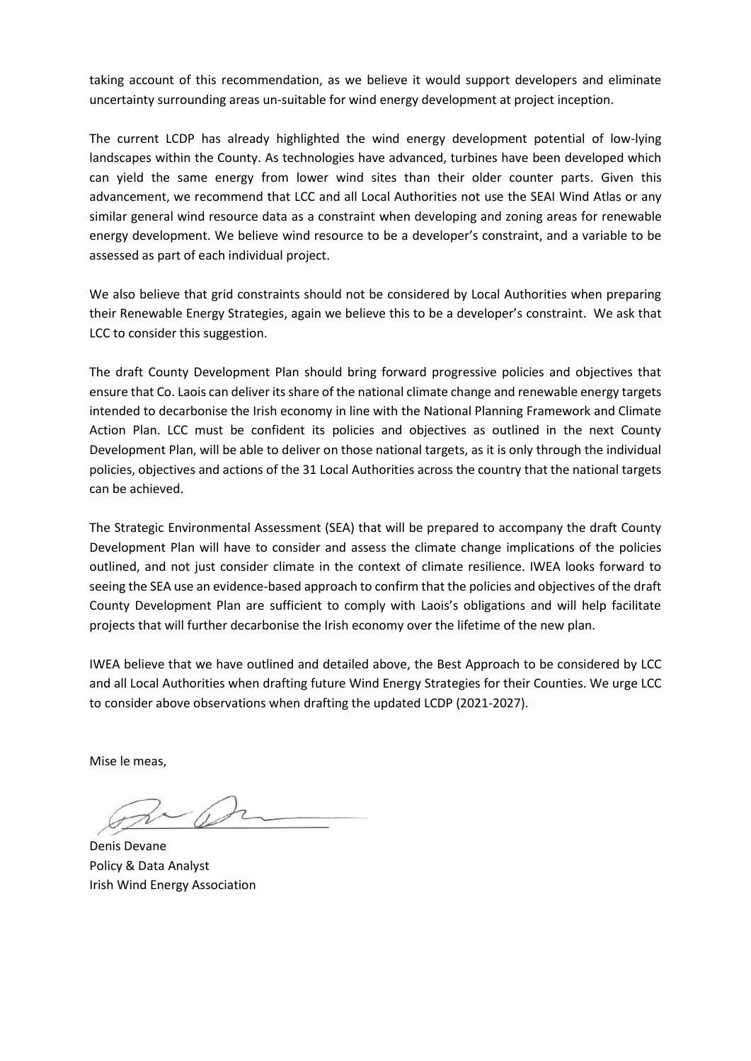taking account of this recommendation, as we believe it would support developers and eliminate uncertainty surrounding areas un-suitable for wind energy development at project inception.

The current LCDP has already highlighted the wind energy development potential of low-lying landscapes within the County. As technologies have advanced, turbines have been developed which can yield the same energy from lower wind sites than their older counter parts. Given this advancement, we recommend that LCC and all Local Authorities not use the SEAI Wind Atlas or any similar general wind resource data as a constraint when developing and zoning areas for renewable energy development. We believe wind resource to be a developer's constraint, and a variable to be assessed as part of each individual project.

We also believe that grid constraints should not be considered by Local Authorities when preparing their Renewable Energy Strategies, again we believe this to be a developer's constraint. We ask that LCC to consider this suggestion.

The draft County Development Plan should bring forward progressive policies and objectives that ensure that Co. Laois can deliver its share of the national climate change and renewable energy targets intended to decarbonise the Irish economy in line with the National Planning Framework and Climate Action Plan. LCC must be confident its policies and objectives as outlined in the next County Development Plan, will be able to deliver on those national targets, as it is only through the individual policies, objectives and actions of the 31 Local Authorities across the country that the national targets can be achieved.

The Strategic Environmental Assessment (SEA) that will be prepared to accompany the draft County Development Plan will have to consider and assess the climate change implications of the policies outlined, and not just consider climate in the context of climate resilience. IWEA looks forward to seeing the SEA use an evidence-based approach to confirm that the policies and objectives of the draft County Development Plan are sufficient to comply with Laois's obligations and will help facilitate projects that will further decarbonise the Irish economy over the lifetime of the new plan.

IWEA believe that we have outlined and detailed above, the Best Approach to be considered by LCC and all Local Authorities when drafting future Wind Energy Strategies for their Counties. We urge LCC to consider above observations when drafting the updated LCDP (2021-2027).

Mise le meas,

Denis Devane
Policy & Data Analyst
Irish Wind Energy Association